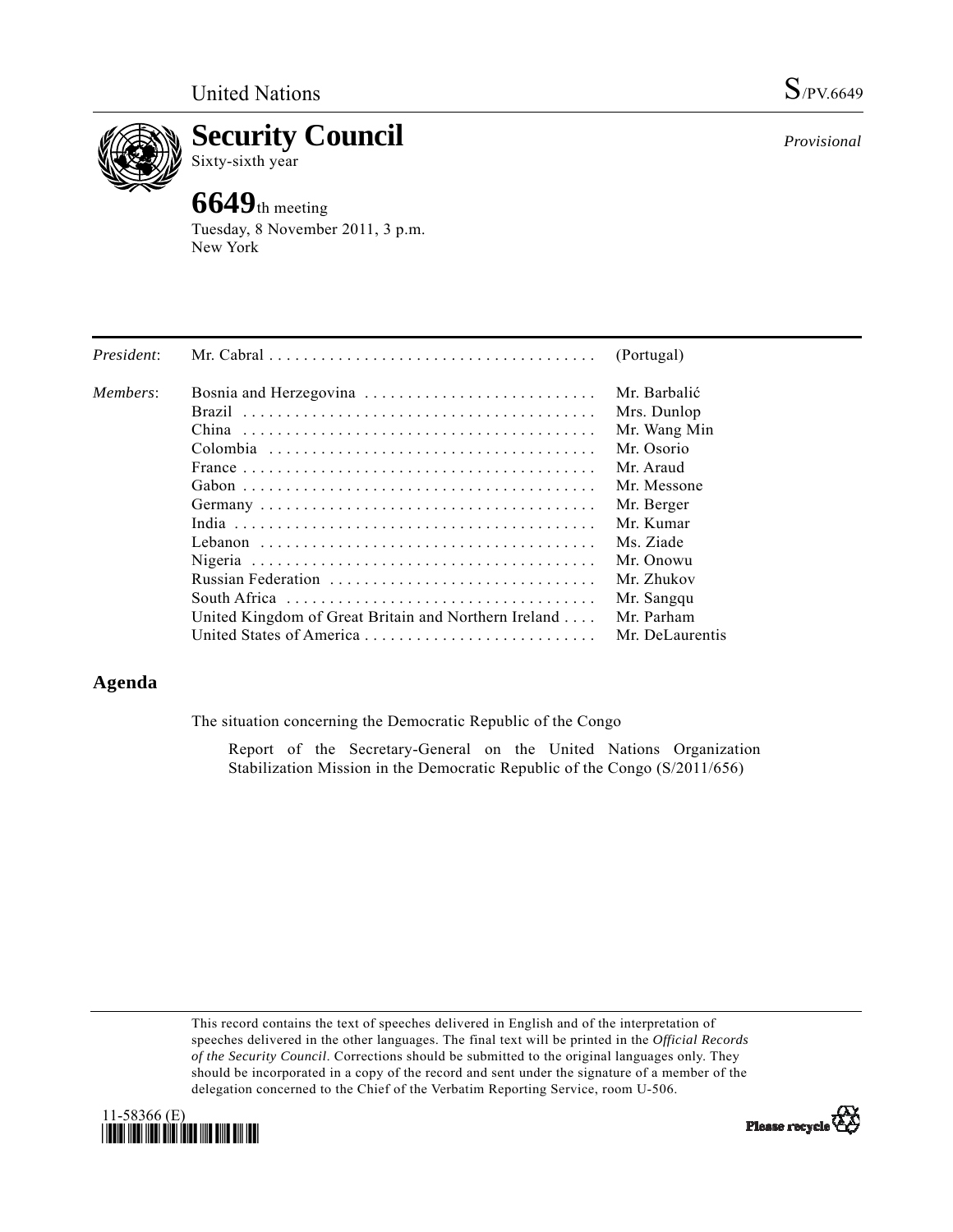United Nations S/PV.6649

# Security Council

Sixty-sixth year

*Provisional*

## 6649th meeting

Tuesday, 8 November 2011, 3 p.m.
New York

| | | |
|---|---|---|
| *President*: | Mr. Cabral | (Portugal) |
| *Members*: | Bosnia and Herzegovina | Mr. Barbalić |
| | Brazil | Mrs. Dunlop |
| | China | Mr. Wang Min |
| | Colombia | Mr. Osorio |
| | France | Mr. Araud |
| | Gabon | Mr. Messone |
| | Germany | Mr. Berger |
| | India | Mr. Kumar |
| | Lebanon | Ms. Ziade |
| | Nigeria | Mr. Onowu |
| | Russian Federation | Mr. Zhukov |
| | South Africa | Mr. Sangqu |
| | United Kingdom of Great Britain and Northern Ireland | Mr. Parham |
| | United States of America | Mr. DeLaurentis |

## Agenda

The situation concerning the Democratic Republic of the Congo

Report of the Secretary-General on the United Nations Organization Stabilization Mission in the Democratic Republic of the Congo (S/2011/656)

This record contains the text of speeches delivered in English and of the interpretation of speeches delivered in the other languages. The final text will be printed in the *Official Records of the Security Council*. Corrections should be submitted to the original languages only. They should be incorporated in a copy of the record and sent under the signature of a member of the delegation concerned to the Chief of the Verbatim Reporting Service, room U-506.

11-58366 (E)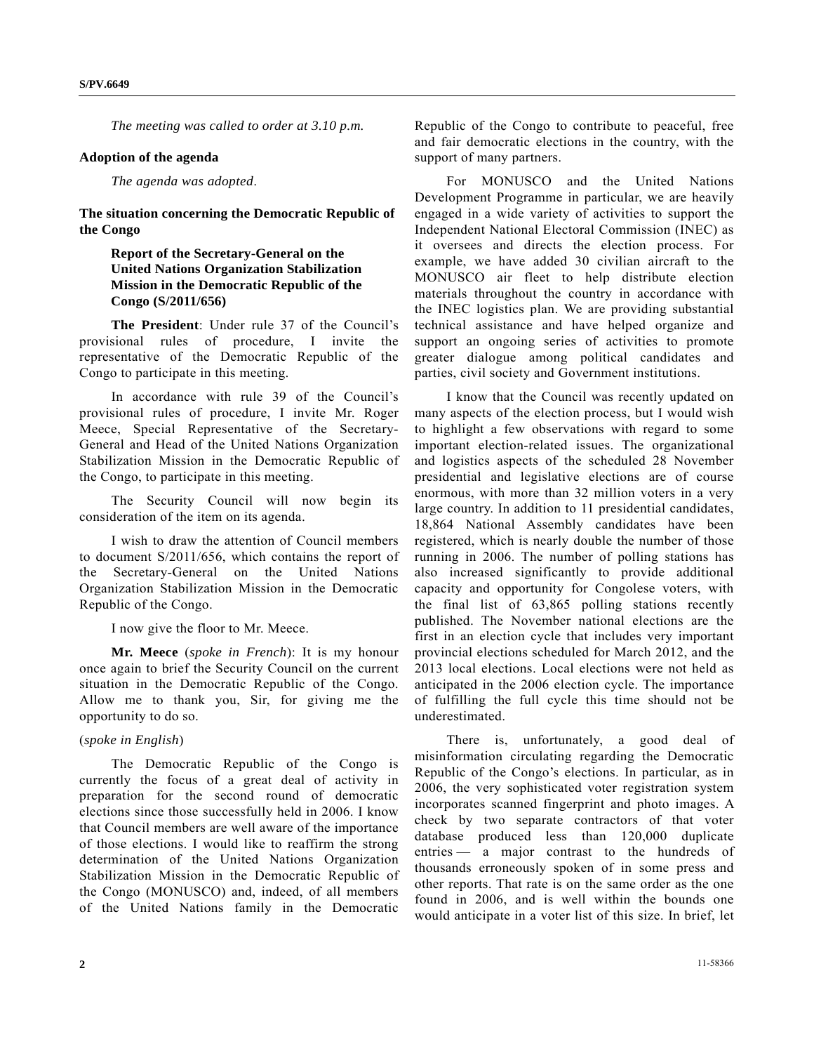*The meeting was called to order at 3.10 p.m.*

**Adoption of the agenda**

*The agenda was adopted*.

**The situation concerning the Democratic Republic of the Congo**

**Report of the Secretary-General on the United Nations Organization Stabilization Mission in the Democratic Republic of the Congo (S/2011/656)**

**The President**: Under rule 37 of the Council's provisional rules of procedure, I invite the representative of the Democratic Republic of the Congo to participate in this meeting.

In accordance with rule 39 of the Council's provisional rules of procedure, I invite Mr. Roger Meece, Special Representative of the Secretary-General and Head of the United Nations Organization Stabilization Mission in the Democratic Republic of the Congo, to participate in this meeting.

The Security Council will now begin its consideration of the item on its agenda.

I wish to draw the attention of Council members to document S/2011/656, which contains the report of the Secretary-General on the United Nations Organization Stabilization Mission in the Democratic Republic of the Congo.

I now give the floor to Mr. Meece.

**Mr. Meece** (*spoke in French*): It is my honour once again to brief the Security Council on the current situation in the Democratic Republic of the Congo. Allow me to thank you, Sir, for giving me the opportunity to do so.

(*spoke in English*)

The Democratic Republic of the Congo is currently the focus of a great deal of activity in preparation for the second round of democratic elections since those successfully held in 2006. I know that Council members are well aware of the importance of those elections. I would like to reaffirm the strong determination of the United Nations Organization Stabilization Mission in the Democratic Republic of the Congo (MONUSCO) and, indeed, of all members of the United Nations family in the Democratic Republic of the Congo to contribute to peaceful, free and fair democratic elections in the country, with the support of many partners.

For MONUSCO and the United Nations Development Programme in particular, we are heavily engaged in a wide variety of activities to support the Independent National Electoral Commission (INEC) as it oversees and directs the election process. For example, we have added 30 civilian aircraft to the MONUSCO air fleet to help distribute election materials throughout the country in accordance with the INEC logistics plan. We are providing substantial technical assistance and have helped organize and support an ongoing series of activities to promote greater dialogue among political candidates and parties, civil society and Government institutions.

I know that the Council was recently updated on many aspects of the election process, but I would wish to highlight a few observations with regard to some important election-related issues. The organizational and logistics aspects of the scheduled 28 November presidential and legislative elections are of course enormous, with more than 32 million voters in a very large country. In addition to 11 presidential candidates, 18,864 National Assembly candidates have been registered, which is nearly double the number of those running in 2006. The number of polling stations has also increased significantly to provide additional capacity and opportunity for Congolese voters, with the final list of 63,865 polling stations recently published. The November national elections are the first in an election cycle that includes very important provincial elections scheduled for March 2012, and the 2013 local elections. Local elections were not held as anticipated in the 2006 election cycle. The importance of fulfilling the full cycle this time should not be underestimated.

There is, unfortunately, a good deal of misinformation circulating regarding the Democratic Republic of the Congo's elections. In particular, as in 2006, the very sophisticated voter registration system incorporates scanned fingerprint and photo images. A check by two separate contractors of that voter database produced less than 120,000 duplicate entries — a major contrast to the hundreds of thousands erroneously spoken of in some press and other reports. That rate is on the same order as the one found in 2006, and is well within the bounds one would anticipate in a voter list of this size. In brief, let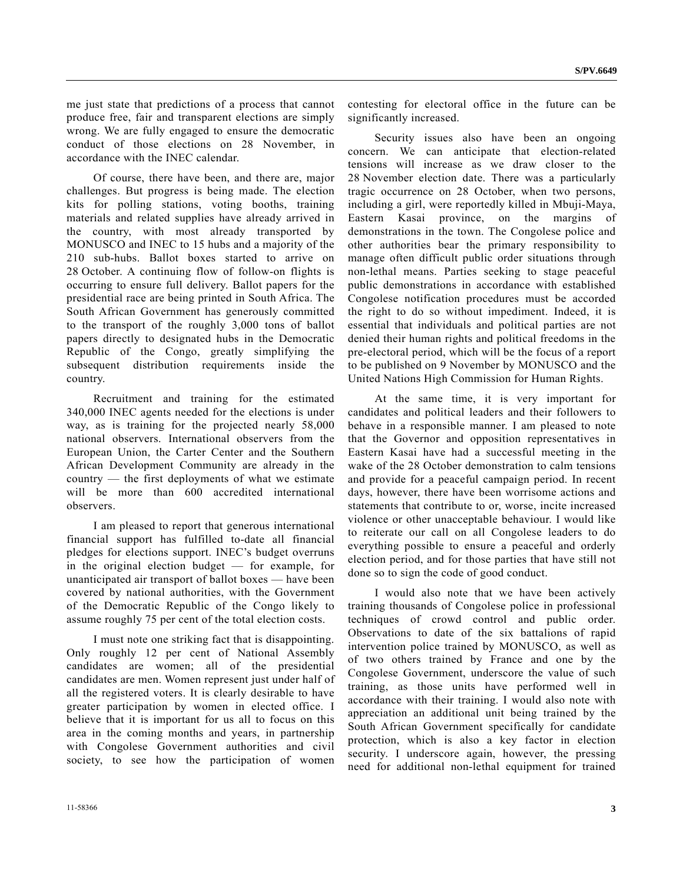me just state that predictions of a process that cannot produce free, fair and transparent elections are simply wrong. We are fully engaged to ensure the democratic conduct of those elections on 28 November, in accordance with the INEC calendar.

Of course, there have been, and there are, major challenges. But progress is being made. The election kits for polling stations, voting booths, training materials and related supplies have already arrived in the country, with most already transported by MONUSCO and INEC to 15 hubs and a majority of the 210 sub-hubs. Ballot boxes started to arrive on 28 October. A continuing flow of follow-on flights is occurring to ensure full delivery. Ballot papers for the presidential race are being printed in South Africa. The South African Government has generously committed to the transport of the roughly 3,000 tons of ballot papers directly to designated hubs in the Democratic Republic of the Congo, greatly simplifying the subsequent distribution requirements inside the country.

Recruitment and training for the estimated 340,000 INEC agents needed for the elections is under way, as is training for the projected nearly 58,000 national observers. International observers from the European Union, the Carter Center and the Southern African Development Community are already in the country — the first deployments of what we estimate will be more than 600 accredited international observers.

I am pleased to report that generous international financial support has fulfilled to-date all financial pledges for elections support. INEC's budget overruns in the original election budget — for example, for unanticipated air transport of ballot boxes — have been covered by national authorities, with the Government of the Democratic Republic of the Congo likely to assume roughly 75 per cent of the total election costs.

I must note one striking fact that is disappointing. Only roughly 12 per cent of National Assembly candidates are women; all of the presidential candidates are men. Women represent just under half of all the registered voters. It is clearly desirable to have greater participation by women in elected office. I believe that it is important for us all to focus on this area in the coming months and years, in partnership with Congolese Government authorities and civil society, to see how the participation of women contesting for electoral office in the future can be significantly increased.

Security issues also have been an ongoing concern. We can anticipate that election-related tensions will increase as we draw closer to the 28 November election date. There was a particularly tragic occurrence on 28 October, when two persons, including a girl, were reportedly killed in Mbuji-Maya, Eastern Kasai province, on the margins of demonstrations in the town. The Congolese police and other authorities bear the primary responsibility to manage often difficult public order situations through non-lethal means. Parties seeking to stage peaceful public demonstrations in accordance with established Congolese notification procedures must be accorded the right to do so without impediment. Indeed, it is essential that individuals and political parties are not denied their human rights and political freedoms in the pre-electoral period, which will be the focus of a report to be published on 9 November by MONUSCO and the United Nations High Commission for Human Rights.

At the same time, it is very important for candidates and political leaders and their followers to behave in a responsible manner. I am pleased to note that the Governor and opposition representatives in Eastern Kasai have had a successful meeting in the wake of the 28 October demonstration to calm tensions and provide for a peaceful campaign period. In recent days, however, there have been worrisome actions and statements that contribute to or, worse, incite increased violence or other unacceptable behaviour. I would like to reiterate our call on all Congolese leaders to do everything possible to ensure a peaceful and orderly election period, and for those parties that have still not done so to sign the code of good conduct.

I would also note that we have been actively training thousands of Congolese police in professional techniques of crowd control and public order. Observations to date of the six battalions of rapid intervention police trained by MONUSCO, as well as of two others trained by France and one by the Congolese Government, underscore the value of such training, as those units have performed well in accordance with their training. I would also note with appreciation an additional unit being trained by the South African Government specifically for candidate protection, which is also a key factor in election security. I underscore again, however, the pressing need for additional non-lethal equipment for trained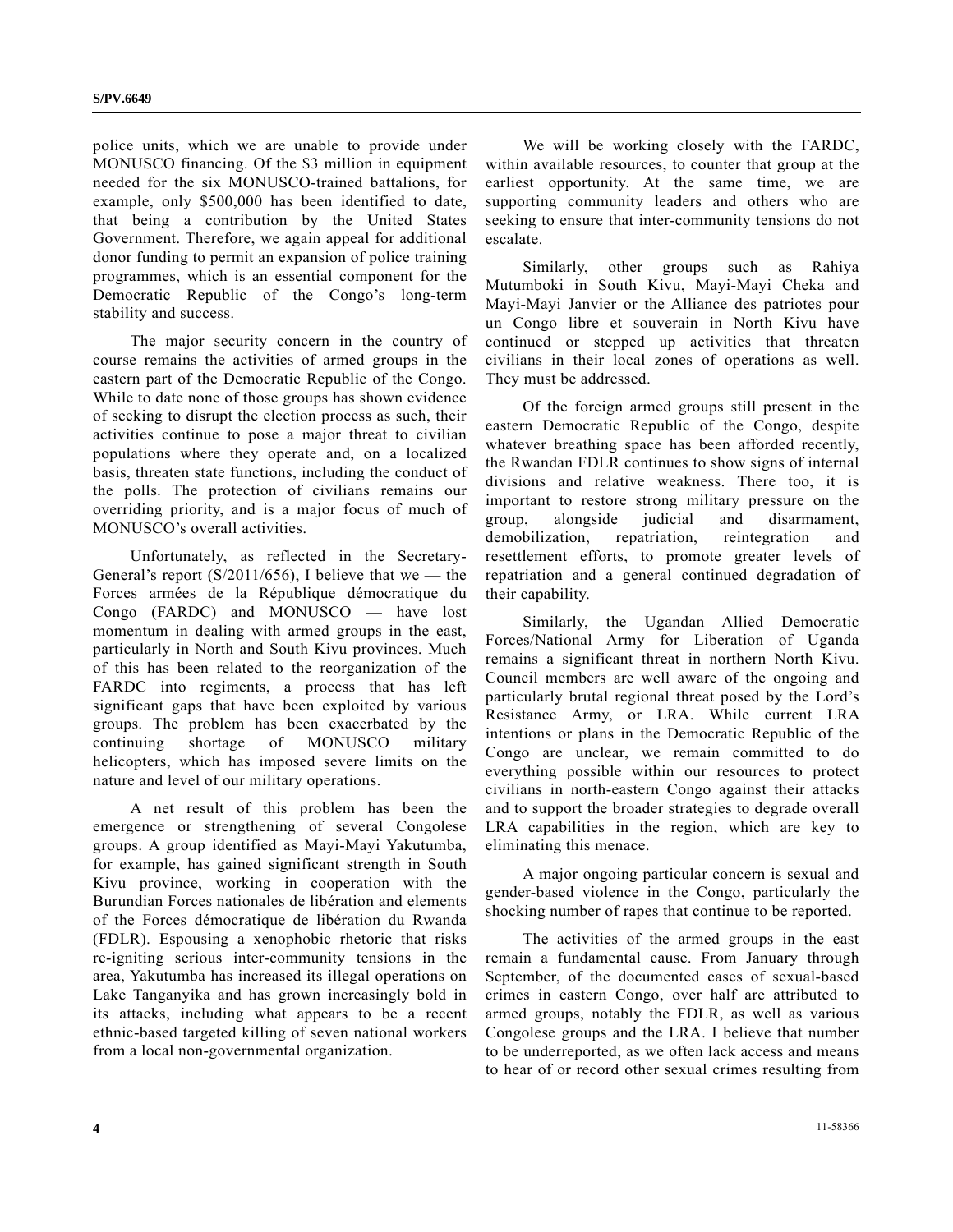police units, which we are unable to provide under MONUSCO financing. Of the $3 million in equipment needed for the six MONUSCO-trained battalions, for example, only $500,000 has been identified to date, that being a contribution by the United States Government. Therefore, we again appeal for additional donor funding to permit an expansion of police training programmes, which is an essential component for the Democratic Republic of the Congo's long-term stability and success.

The major security concern in the country of course remains the activities of armed groups in the eastern part of the Democratic Republic of the Congo. While to date none of those groups has shown evidence of seeking to disrupt the election process as such, their activities continue to pose a major threat to civilian populations where they operate and, on a localized basis, threaten state functions, including the conduct of the polls. The protection of civilians remains our overriding priority, and is a major focus of much of MONUSCO's overall activities.

Unfortunately, as reflected in the Secretary-General's report (S/2011/656), I believe that we — the Forces armées de la République démocratique du Congo (FARDC) and MONUSCO — have lost momentum in dealing with armed groups in the east, particularly in North and South Kivu provinces. Much of this has been related to the reorganization of the FARDC into regiments, a process that has left significant gaps that have been exploited by various groups. The problem has been exacerbated by the continuing shortage of MONUSCO military helicopters, which has imposed severe limits on the nature and level of our military operations.

A net result of this problem has been the emergence or strengthening of several Congolese groups. A group identified as Mayi-Mayi Yakutumba, for example, has gained significant strength in South Kivu province, working in cooperation with the Burundian Forces nationales de libération and elements of the Forces démocratique de libération du Rwanda (FDLR). Espousing a xenophobic rhetoric that risks re-igniting serious inter-community tensions in the area, Yakutumba has increased its illegal operations on Lake Tanganyika and has grown increasingly bold in its attacks, including what appears to be a recent ethnic-based targeted killing of seven national workers from a local non-governmental organization.

We will be working closely with the FARDC, within available resources, to counter that group at the earliest opportunity. At the same time, we are supporting community leaders and others who are seeking to ensure that inter-community tensions do not escalate.

Similarly, other groups such as Rahiya Mutumboki in South Kivu, Mayi-Mayi Cheka and Mayi-Mayi Janvier or the Alliance des patriotes pour un Congo libre et souverain in North Kivu have continued or stepped up activities that threaten civilians in their local zones of operations as well. They must be addressed.

Of the foreign armed groups still present in the eastern Democratic Republic of the Congo, despite whatever breathing space has been afforded recently, the Rwandan FDLR continues to show signs of internal divisions and relative weakness. There too, it is important to restore strong military pressure on the group, alongside judicial and disarmament, demobilization, repatriation, reintegration and resettlement efforts, to promote greater levels of repatriation and a general continued degradation of their capability.

Similarly, the Ugandan Allied Democratic Forces/National Army for Liberation of Uganda remains a significant threat in northern North Kivu. Council members are well aware of the ongoing and particularly brutal regional threat posed by the Lord's Resistance Army, or LRA. While current LRA intentions or plans in the Democratic Republic of the Congo are unclear, we remain committed to do everything possible within our resources to protect civilians in north-eastern Congo against their attacks and to support the broader strategies to degrade overall LRA capabilities in the region, which are key to eliminating this menace.

A major ongoing particular concern is sexual and gender-based violence in the Congo, particularly the shocking number of rapes that continue to be reported.

The activities of the armed groups in the east remain a fundamental cause. From January through September, of the documented cases of sexual-based crimes in eastern Congo, over half are attributed to armed groups, notably the FDLR, as well as various Congolese groups and the LRA. I believe that number to be underreported, as we often lack access and means to hear of or record other sexual crimes resulting from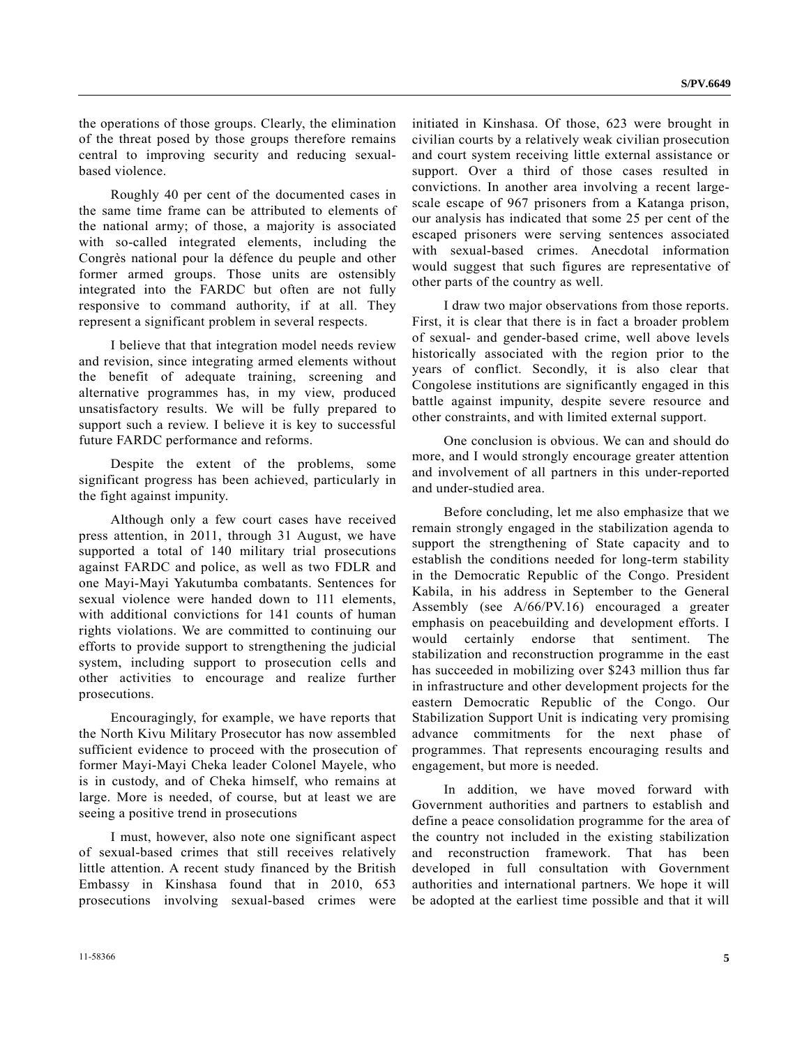the operations of those groups. Clearly, the elimination of the threat posed by those groups therefore remains central to improving security and reducing sexual-based violence.

Roughly 40 per cent of the documented cases in the same time frame can be attributed to elements of the national army; of those, a majority is associated with so-called integrated elements, including the Congrès national pour la défence du peuple and other former armed groups. Those units are ostensibly integrated into the FARDC but often are not fully responsive to command authority, if at all. They represent a significant problem in several respects.

I believe that that integration model needs review and revision, since integrating armed elements without the benefit of adequate training, screening and alternative programmes has, in my view, produced unsatisfactory results. We will be fully prepared to support such a review. I believe it is key to successful future FARDC performance and reforms.

Despite the extent of the problems, some significant progress has been achieved, particularly in the fight against impunity.

Although only a few court cases have received press attention, in 2011, through 31 August, we have supported a total of 140 military trial prosecutions against FARDC and police, as well as two FDLR and one Mayi-Mayi Yakutumba combatants. Sentences for sexual violence were handed down to 111 elements, with additional convictions for 141 counts of human rights violations. We are committed to continuing our efforts to provide support to strengthening the judicial system, including support to prosecution cells and other activities to encourage and realize further prosecutions.

Encouragingly, for example, we have reports that the North Kivu Military Prosecutor has now assembled sufficient evidence to proceed with the prosecution of former Mayi-Mayi Cheka leader Colonel Mayele, who is in custody, and of Cheka himself, who remains at large. More is needed, of course, but at least we are seeing a positive trend in prosecutions

I must, however, also note one significant aspect of sexual-based crimes that still receives relatively little attention. A recent study financed by the British Embassy in Kinshasa found that in 2010, 653 prosecutions involving sexual-based crimes were initiated in Kinshasa. Of those, 623 were brought in civilian courts by a relatively weak civilian prosecution and court system receiving little external assistance or support. Over a third of those cases resulted in convictions. In another area involving a recent large-scale escape of 967 prisoners from a Katanga prison, our analysis has indicated that some 25 per cent of the escaped prisoners were serving sentences associated with sexual-based crimes. Anecdotal information would suggest that such figures are representative of other parts of the country as well.

I draw two major observations from those reports. First, it is clear that there is in fact a broader problem of sexual- and gender-based crime, well above levels historically associated with the region prior to the years of conflict. Secondly, it is also clear that Congolese institutions are significantly engaged in this battle against impunity, despite severe resource and other constraints, and with limited external support.

One conclusion is obvious. We can and should do more, and I would strongly encourage greater attention and involvement of all partners in this under-reported and under-studied area.

Before concluding, let me also emphasize that we remain strongly engaged in the stabilization agenda to support the strengthening of State capacity and to establish the conditions needed for long-term stability in the Democratic Republic of the Congo. President Kabila, in his address in September to the General Assembly (see A/66/PV.16) encouraged a greater emphasis on peacebuilding and development efforts. I would certainly endorse that sentiment. The stabilization and reconstruction programme in the east has succeeded in mobilizing over $243 million thus far in infrastructure and other development projects for the eastern Democratic Republic of the Congo. Our Stabilization Support Unit is indicating very promising advance commitments for the next phase of programmes. That represents encouraging results and engagement, but more is needed.

In addition, we have moved forward with Government authorities and partners to establish and define a peace consolidation programme for the area of the country not included in the existing stabilization and reconstruction framework. That has been developed in full consultation with Government authorities and international partners. We hope it will be adopted at the earliest time possible and that it will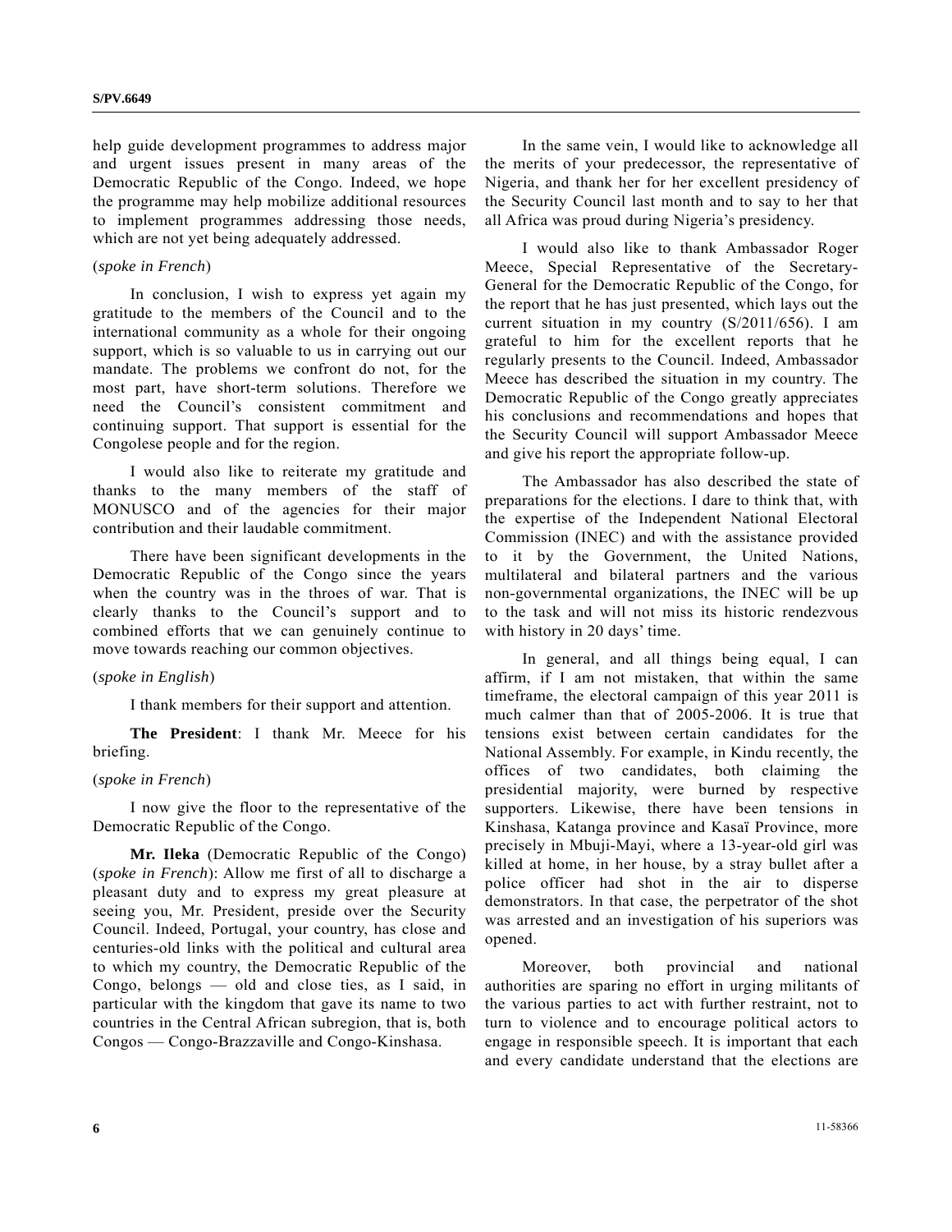help guide development programmes to address major and urgent issues present in many areas of the Democratic Republic of the Congo. Indeed, we hope the programme may help mobilize additional resources to implement programmes addressing those needs, which are not yet being adequately addressed.

(*spoke in French*)

In conclusion, I wish to express yet again my gratitude to the members of the Council and to the international community as a whole for their ongoing support, which is so valuable to us in carrying out our mandate. The problems we confront do not, for the most part, have short-term solutions. Therefore we need the Council's consistent commitment and continuing support. That support is essential for the Congolese people and for the region.

I would also like to reiterate my gratitude and thanks to the many members of the staff of MONUSCO and of the agencies for their major contribution and their laudable commitment.

There have been significant developments in the Democratic Republic of the Congo since the years when the country was in the throes of war. That is clearly thanks to the Council's support and to combined efforts that we can genuinely continue to move towards reaching our common objectives.

(*spoke in English*)

I thank members for their support and attention.

**The President**: I thank Mr. Meece for his briefing.

(*spoke in French*)

I now give the floor to the representative of the Democratic Republic of the Congo.

**Mr. Ileka** (Democratic Republic of the Congo) (*spoke in French*): Allow me first of all to discharge a pleasant duty and to express my great pleasure at seeing you, Mr. President, preside over the Security Council. Indeed, Portugal, your country, has close and centuries-old links with the political and cultural area to which my country, the Democratic Republic of the Congo, belongs — old and close ties, as I said, in particular with the kingdom that gave its name to two countries in the Central African subregion, that is, both Congos — Congo-Brazzaville and Congo-Kinshasa.

In the same vein, I would like to acknowledge all the merits of your predecessor, the representative of Nigeria, and thank her for her excellent presidency of the Security Council last month and to say to her that all Africa was proud during Nigeria's presidency.

I would also like to thank Ambassador Roger Meece, Special Representative of the Secretary-General for the Democratic Republic of the Congo, for the report that he has just presented, which lays out the current situation in my country (S/2011/656). I am grateful to him for the excellent reports that he regularly presents to the Council. Indeed, Ambassador Meece has described the situation in my country. The Democratic Republic of the Congo greatly appreciates his conclusions and recommendations and hopes that the Security Council will support Ambassador Meece and give his report the appropriate follow-up.

The Ambassador has also described the state of preparations for the elections. I dare to think that, with the expertise of the Independent National Electoral Commission (INEC) and with the assistance provided to it by the Government, the United Nations, multilateral and bilateral partners and the various non-governmental organizations, the INEC will be up to the task and will not miss its historic rendezvous with history in 20 days' time.

In general, and all things being equal, I can affirm, if I am not mistaken, that within the same timeframe, the electoral campaign of this year 2011 is much calmer than that of 2005-2006. It is true that tensions exist between certain candidates for the National Assembly. For example, in Kindu recently, the offices of two candidates, both claiming the presidential majority, were burned by respective supporters. Likewise, there have been tensions in Kinshasa, Katanga province and Kasaï Province, more precisely in Mbuji-Mayi, where a 13-year-old girl was killed at home, in her house, by a stray bullet after a police officer had shot in the air to disperse demonstrators. In that case, the perpetrator of the shot was arrested and an investigation of his superiors was opened.

Moreover, both provincial and national authorities are sparing no effort in urging militants of the various parties to act with further restraint, not to turn to violence and to encourage political actors to engage in responsible speech. It is important that each and every candidate understand that the elections are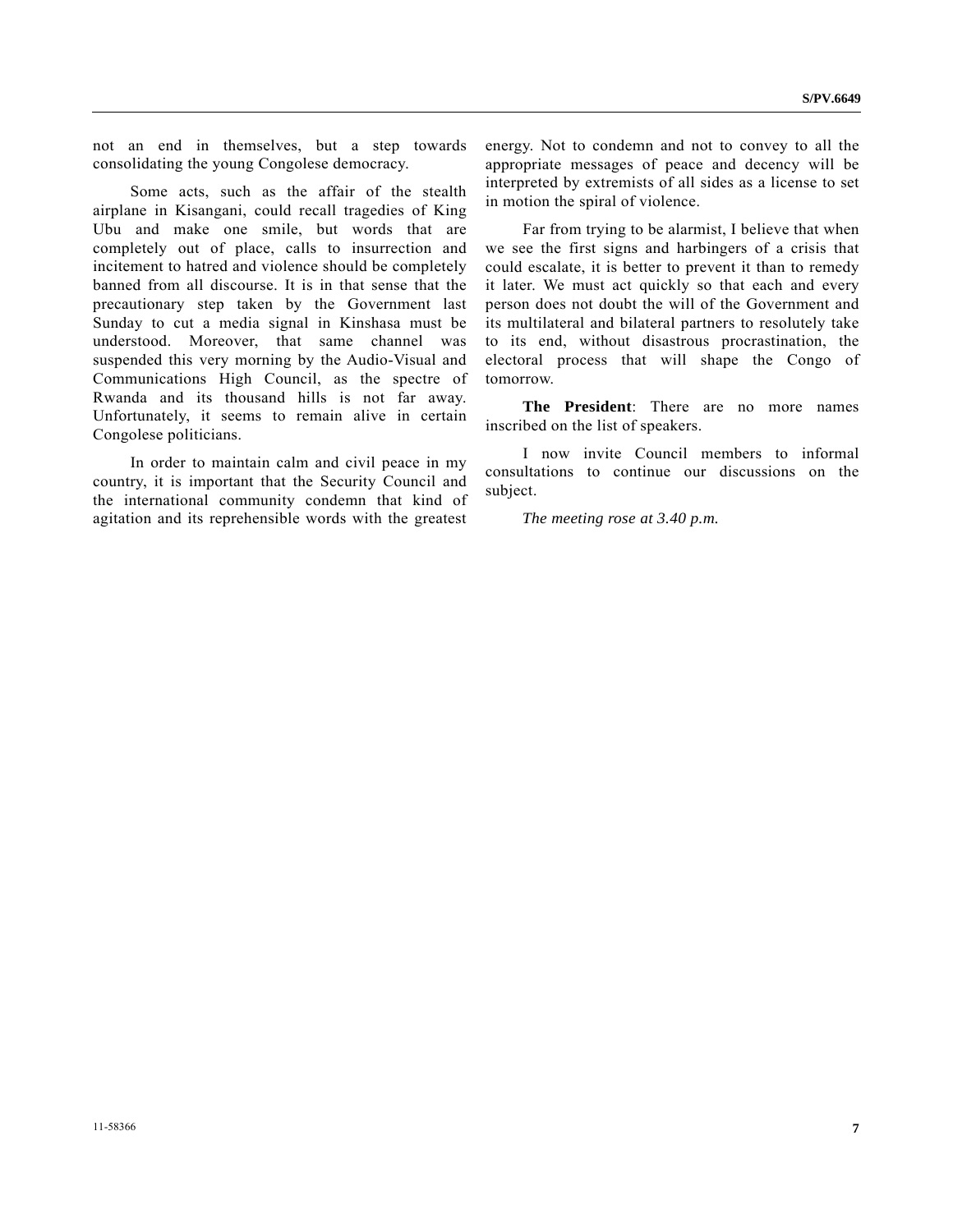not an end in themselves, but a step towards consolidating the young Congolese democracy.

Some acts, such as the affair of the stealth airplane in Kisangani, could recall tragedies of King Ubu and make one smile, but words that are completely out of place, calls to insurrection and incitement to hatred and violence should be completely banned from all discourse. It is in that sense that the precautionary step taken by the Government last Sunday to cut a media signal in Kinshasa must be understood. Moreover, that same channel was suspended this very morning by the Audio-Visual and Communications High Council, as the spectre of Rwanda and its thousand hills is not far away. Unfortunately, it seems to remain alive in certain Congolese politicians.

In order to maintain calm and civil peace in my country, it is important that the Security Council and the international community condemn that kind of agitation and its reprehensible words with the greatest energy. Not to condemn and not to convey to all the appropriate messages of peace and decency will be interpreted by extremists of all sides as a license to set in motion the spiral of violence.

Far from trying to be alarmist, I believe that when we see the first signs and harbingers of a crisis that could escalate, it is better to prevent it than to remedy it later. We must act quickly so that each and every person does not doubt the will of the Government and its multilateral and bilateral partners to resolutely take to its end, without disastrous procrastination, the electoral process that will shape the Congo of tomorrow.

**The President**: There are no more names inscribed on the list of speakers.

I now invite Council members to informal consultations to continue our discussions on the subject.

*The meeting rose at 3.40 p.m.*